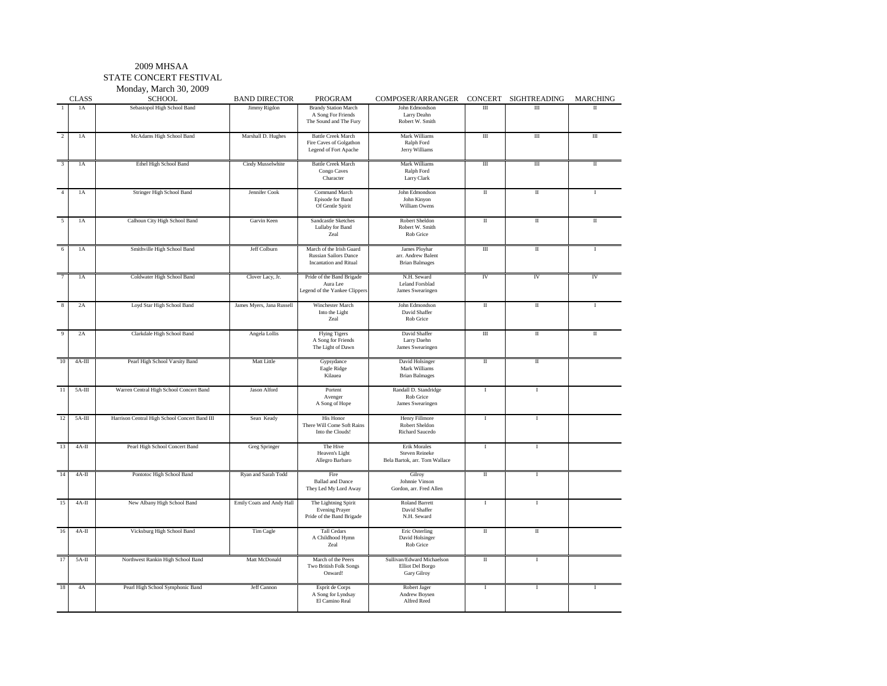2009 MHSAA

STATE CONCERT FESTIVAL

Monday, March 30, 2009

| | CLASS | SCHOOL | BAND DIRECTOR | PROGRAM | COMPOSER/ARRANGER | CONCERT | SIGHTREADING | MARCHING |
|---|---|---|---|---|---|---|---|---|
| 1 | 1A | Sebastopol High School Band | Jimmy Rigdon | Brandy Station March<br>A Song For Friends<br>The Sound and The Fury | John Edmondson<br>Larry Deahn<br>Robert W. Smith | III | III | II |
| 2 | 1A | McAdams High School Band | Marshall D. Hughes | Battle Creek March<br>Fire Caves of Golgathon<br>Legend of Fort Apache | Mark Williams<br>Ralph Ford<br>Jerry Williams | III | III | III |
| 3 | 1A | Ethel High School Band | Cindy Musselwhite | Battle Creek March<br>Congo Caves<br>Character | Mark Williams<br>Ralph Ford<br>Larry Clark | III | III | II |
| 4 | 1A | Stringer High School Band | Jennifer Cook | Command March<br>Episode for Band<br>Of Gentle Spirit | John Edmondson<br>John Kinyon<br>William Owens | II | II | I |
| 5 | 1A | Calhoun City High School Band | Garvin Keen | Sandcastle Sketches<br>Lullaby for Band<br>Zeal | Robert Sheldon<br>Robert W. Smith<br>Rob Grice | II | II | II |
| 6 | 1A | Smithville High School Band | Jeff Colburn | March of the Irish Guard<br>Russian Sailors Dance<br>Incantation and Ritual | James Ployhar<br>arr. Andrew Balent<br>Brian Balmages | III | II | I |
| 7 | 1A | Coldwater High School Band | Clover Lacy, Jr. | Pride of the Band Brigade<br>Aura Lee<br>Legend of the Yankee Clippers | N.H. Seward<br>Leland Forsblad<br>James Swearingen | IV | IV | IV |
| 8 | 2A | Loyd Star High School Band | James Myers, Jana Russell | Winchester March<br>Into the Light<br>Zeal | John Edmondson<br>David Shaffer<br>Rob Grice | II | II | I |
| 9 | 2A | Clarkdale High School Band | Angela Lollis | Flying Tigers<br>A Song for Friends<br>The Light of Dawn | David Shaffer<br>Larry Daehn<br>James Swearingen | III | II | II |
| 10 | 4A-III | Pearl High School Varsity Band | Matt Little | Gypsydance<br>Eagle Ridge<br>Kilauea | David Holsinger<br>Mark Williams<br>Brian Balmages | II | II | |
| 11 | 5A-III | Warren Central High School Concert Band | Jason Alford | Portent<br>Avenger<br>A Song of Hope | Randall D. Standridge<br>Rob Grice<br>James Swearingen | I | I | |
| 12 | 5A-III | Harrison Central High School Concert Band III | Sean Keady | His Honor<br>There Will Come Soft Rains<br>Into the Clouds! | Henry Fillmore<br>Robert Sheldon<br>Richard Saucedo | I | I | |
| 13 | 4A-II | Pearl High School Concert Band | Greg Springer | The Hive<br>Heaven's Light<br>Allegro Barbaro | Erik Morales<br>Steven Reineke<br>Bela Bartok, arr. Tom Wallace | I | I | |
| 14 | 4A-II | Pontotoc High School Band | Ryan and Sarah Todd | Fire<br>Ballad and Dance<br>They Led My Lord Away | Gilroy<br>Johnnie Vinson<br>Gordon, arr. Fred Allen | II | I | |
| 15 | 4A-II | New Albany High School Band | Emily Coats and Andy Hall | The Lightning Spirit<br>Evening Prayer<br>Pride of the Band Brigade | Roland Barrett<br>David Shaffer<br>N.H. Seward | I | I | |
| 16 | 4A-II | Vicksburg High School Band | Tim Cagle | Tall Cedars<br>A Childhood Hymn<br>Zeal | Eric Osterling<br>David Holsinger<br>Rob Grice | II | II | |
| 17 | 5A-II | Northwest Rankin High School Band | Matt McDonald | March of the Peers<br>Two British Folk Songs<br>Onward! | Sullivan/Edward Michaelson<br>Elliot Del Borgo<br>Gary Gilroy | II | I | |
| 18 | 4A | Pearl High School Symphonic Band | Jeff Cannon | Esprit de Corps<br>A Song for Lyndsay<br>El Camino Real | Robert Jager<br>Andrew Boysen<br>Alfred Reed | I | I | I |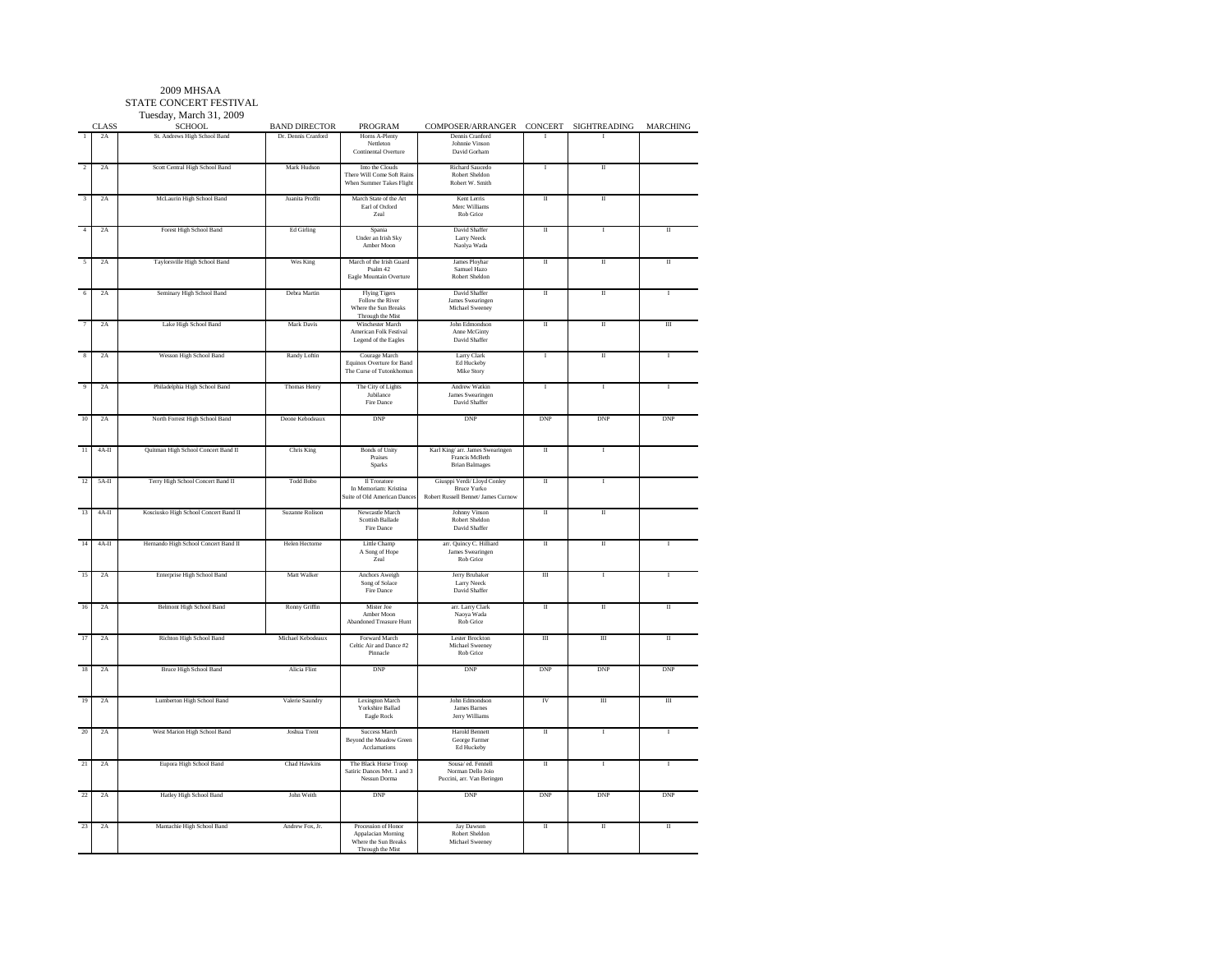2009 MHSAA
STATE CONCERT FESTIVAL
Tuesday, March 31, 2009

| | CLASS | SCHOOL | BAND DIRECTOR | PROGRAM | COMPOSER/ARRANGER | CONCERT | SIGHTREADING | MARCHING |
|---|---|---|---|---|---|---|---|---|
| 1 | 2A | St. Andrews High School Band | Dr. Dennis Cranford | Horns A-Plenty<br>Nettleton<br>Continental Overture | Dennis Cranford<br>Johnnie Vinson<br>David Gorham | I | I | |
| 2 | 2A | Scott Central High School Band | Mark Hudson | Into the Clouds<br>There Will Come Soft Rains<br>When Summer Takes Flight | Richard Saucedo<br>Robert Sheldon<br>Robert W. Smith | I | II | |
| 3 | 2A | McLaurin High School Band | Juanita Proffit | March State of the Art<br>Earl of Oxford<br>Zeal | Kent Lerris<br>Merc Williams<br>Rob Grice | II | II | |
| 4 | 2A | Forest High School Band | Ed Girling | Spania<br>Under an Irish Sky<br>Amber Moon | David Shaffer<br>Larry Neeck<br>Naoiya Wada | II | I | II |
| 5 | 2A | Taylorsville High School Band | Wes King | March of the Irish Guard<br>Psalm 42<br>Eagle Mountain Overture | James Ployhar<br>Samuel Hazo<br>Robert Sheldon | II | II | II |
| 6 | 2A | Seminary High School Band | Debra Martin | Flying Tigers<br>Follow the River<br>Where the Sun Breaks Through the Mist | David Shaffer<br>James Swearingen<br>Michael Sweeney | II | II | I |
| 7 | 2A | Lake High School Band | Mark Davis | Winchester March<br>American Folk Festival<br>Legend of the Eagles | John Edmondson<br>Anne McGinty<br>David Shaffer | II | II | III |
| 8 | 2A | Wesson High School Band | Randy Loftin | Courage March<br>Equinox Overture for Band<br>The Curse of Tutonkhomun | Larry Clark<br>Ed Huckeby<br>Mike Story | I | II | I |
| 9 | 2A | Philadelphia High School Band | Thomas Henry | The City of Lights<br>Jubilance<br>Fire Dance | Andrew Watkin<br>James Swearingen<br>David Shaffer | I | I | I |
| 10 | 2A | North Forrest High School Band | Deone Kebodeaux | DNP | DNP | DNP | DNP | DNP |
| 11 | 4A-II | Quitman High School Concert Band II | Chris King | Bonds of Unity<br>Praises<br>Sparks | Karl King/ arr. James Swearingen<br>Francis McBeth<br>Brian Balmages | II | I | |
| 12 | 5A-II | Terry High School Concert Band II | Todd Bobo | Il Troratore<br>In Memoriam: Kristina<br>Suite of Old American Dances | Giusppi Verdi/ Lloyd Conley<br>Bruce Yurko<br>Robert Russell Bennet/ James Curnow | II | I | |
| 13 | 4A-II | Kosciusko High School Concert Band II | Suzanne Rolison | Newcastle March<br>Scottish Ballade<br>Fire Dance | Johnny Vinson<br>Robert Sheldon<br>David Shaffer | II | II | |
| 14 | 4A-II | Hernando High School Concert Band II | Helen Hectorne | Little Champ<br>A Song of Hope<br>Zeal | arr. Quincy C. Hilliard<br>James Swearingen<br>Rob Grice | II | II | I |
| 15 | 2A | Enterprise High School Band | Matt Walker | Anchors Aweigh<br>Song of Solace<br>Fire Dance | Jerry Brubaker<br>Larry Neeck<br>David Shaffer | III | I | I |
| 16 | 2A | Belmont High School Band | Ronny Griffin | Mister Joe<br>Amber Moon<br>Abandoned Treasure Hunt | arr. Larry Clark<br>Naoya Wada<br>Rob Grice | II | II | II |
| 17 | 2A | Richton High School Band | Michael Kebodeaux | Forward March<br>Celtic Air and Dance #2<br>Pinnacle | Lester Brockton<br>Michael Sweeney<br>Rob Grice | III | III | II |
| 18 | 2A | Bruce High School Band | Alicia Flint | DNP | DNP | DNP | DNP | DNP |
| 19 | 2A | Lumberton High School Band | Valerie Saundry | Lexington March<br>Yorkshire Ballad<br>Eagle Rock | John Edmondson<br>James Barnes<br>Jerry Williams | IV | III | III |
| 20 | 2A | West Marion High School Band | Joshua Trent | Success March<br>Beyond the Meadow Green<br>Acclamations | Harold Bennett<br>George Farmer<br>Ed Huckeby | II | I | I |
| 21 | 2A | Eupora High School Band | Chad Hawkins | The Black Horse Troop<br>Satiric Dances Mvt. 1 and 3<br>Nessun Dorma | Sousa/ ed. Fennell<br>Norman Dello Joio<br>Puccini, arr. Van Beringen | II | I | I |
| 22 | 2A | Hatley High School Band | John Weith | DNP | DNP | DNP | DNP | DNP |
| 23 | 2A | Mantachie High School Band | Andrew Fox, Jr. | Procession of Honor<br>Appalacian Morning<br>Where the Sun Breaks Through the Mist | Jay Dawson<br>Robert Sheldon<br>Michael Sweeney | II | II | II |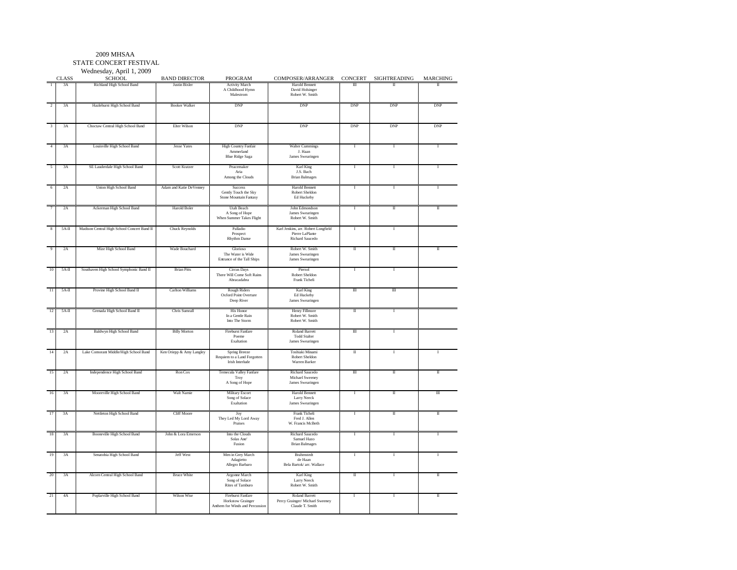2009 MHSAA

STATE CONCERT FESTIVAL

Wednesday, April 1, 2009

| | CLASS | SCHOOL | BAND DIRECTOR | PROGRAM | COMPOSER/ARRANGER | CONCERT | SIGHTREADING | MARCHING |
|---|---|---|---|---|---|---|---|---|
| 1 | 3A | Richland High School Band | Justin Bixler | Activity March<br>A Childhood Hymn<br>Malestrom | Harold Bennett<br>David Holsinger<br>Robert W. Smith | III | II | II |
| 2 | 3A | Hazlehurst High School Band | Booker Walker | DNP | DNP | DNP | DNP | DNP |
| 3 | 3A | Choctaw Central High School Band | Elter Wilson | DNP | DNP | DNP | DNP | DNP |
| 4 | 3A | Louisville High School Band | Jesse Yates | High Country Fanfair<br>Ammerland<br>Blue Ridge Saga | Walter Cummings<br>J. Haan<br>James Swearingen | I | I | I |
| 5 | 3A | SE Lauderdale High School Band | Scott Kratzer | Peacemaker<br>Aria<br>Among the Clouds | Karl King<br>J.S. Bach<br>Brian Balmages | I | I | I |
| 6 | 2A | Union High School Band | Adam and Katie DeVenney | Success<br>Gently Touch the Sky<br>Stone Mountain Fantasy | Harold Bennett<br>Robert Sheldon<br>Ed Huckeby | I | I | I |
| 7 | 2A | Ackerman High School Band | Harold Boler | Utah Beach<br>A Song of Hope<br>When Summer Takes Flight | John Edmondson<br>James Swearingen<br>Robert W. Smith | I | II | II |
| 8 | 5A-II | Madison Central High School Concert Band II | Chuck Reynolds | Palladio<br>Prospect<br>Rhythm Danse | Karl Jenkins, arr. Robert Longfield<br>Pierre LaPlante<br>Richard Saucedo | I | I | |
| 9 | 2A | Mize High School Band | Wade Bouchard | Glorioso<br>The Water is Wide<br>Entrance of the Tall Ships | Robert W. Smith<br>James Swearingen<br>James Swearingen | II | II | II |
| 10 | 5A-II | Southaven High School Symphonic Band II | Brian Pitts | Circus Days<br>There Will Come Soft Rains<br>Abracadabra | Piersol<br>Robert Sheldon<br>Frank Ticheli | I | I | |
| 11 | 5A-II | Provine High School Band II | Carlton Williams | Rough Riders<br>Oxford Point Overture<br>Deep River | Karl King<br>Ed Huckeby<br>James Swearingen | III | III | |
| 12 | 5A-II | Grenada High School Band II | Chris Sumrall | His Honor<br>In a Gentle Rain<br>Into The Storm | Henry Fillmore<br>Robert W. Smith<br>Robert W. Smith | II | I | |
| 13 | 2A | Baldwyn High School Band | Billy Morton | Fireburst Fanfare<br>Poeme<br>Exaltation | Roland Barrett<br>Todd Stalter<br>James Swearingen | III | I | |
| 14 | 2A | Lake Comorant Middle/High School Band | Ken Oriepp & Amy Langley | Spring Breeze<br>Requiem to a Land Forgotten<br>Irish Interlude | Toshiaki Minami<br>Robert Sheldon<br>Warren Barker | II | I | I |
| 15 | 2A | Independence High School Band | Ron Cox | Temecula Valley Fanfare<br>Troy<br>A Song of Hope | Richard Saucedo<br>Michael Sweeney<br>James Swearingen | III | II | II |
| 16 | 3A | Mooreville High School Band | Walt Namie | Military Escort<br>Song of Solace<br>Exaltation | Harold Bennett<br>Larry Neeck<br>James Swearingen | I | II | III |
| 17 | 3A | Nettleton High School Band | Cliff Moore | Joy<br>They Led My Lord Away<br>Praises | Frank Ticheli<br>Fred J. Allen<br>W. Francis McBeth | I | II | II |
| 18 | 3A | Booneville High School Band | John & Lora Emerson | Into the Clouds<br>Solas Ane'<br>Fusion | Richard Saucedo<br>Samuel Hazo<br>Brian Balmages | I | I | I |
| 19 | 3A | Senatobia High School Band | Jeff West | Men in Grey March<br>Adagietto<br>Allegro Barbaro | Brahmstedt<br>de Haan<br>Bela Bartok/ arr. Wallace | I | I | I |
| 20 | 3A | Alcorn Central High School Band | Bruce White | Argonne March<br>Song of Solace<br>Rites of Tamburo | Karl King<br>Larry Neeck<br>Robert W. Smith | II | I | II |
| 21 | 4A | Poplarville High School Band | Wilson Wise | Fireburst Fanfare<br>Horkstow Grainger<br>Anthem for Winds and Percussion | Roland Barrett<br>Percy Grainger/ Michael Sweeney<br>Claude T. Smith | I | I | II |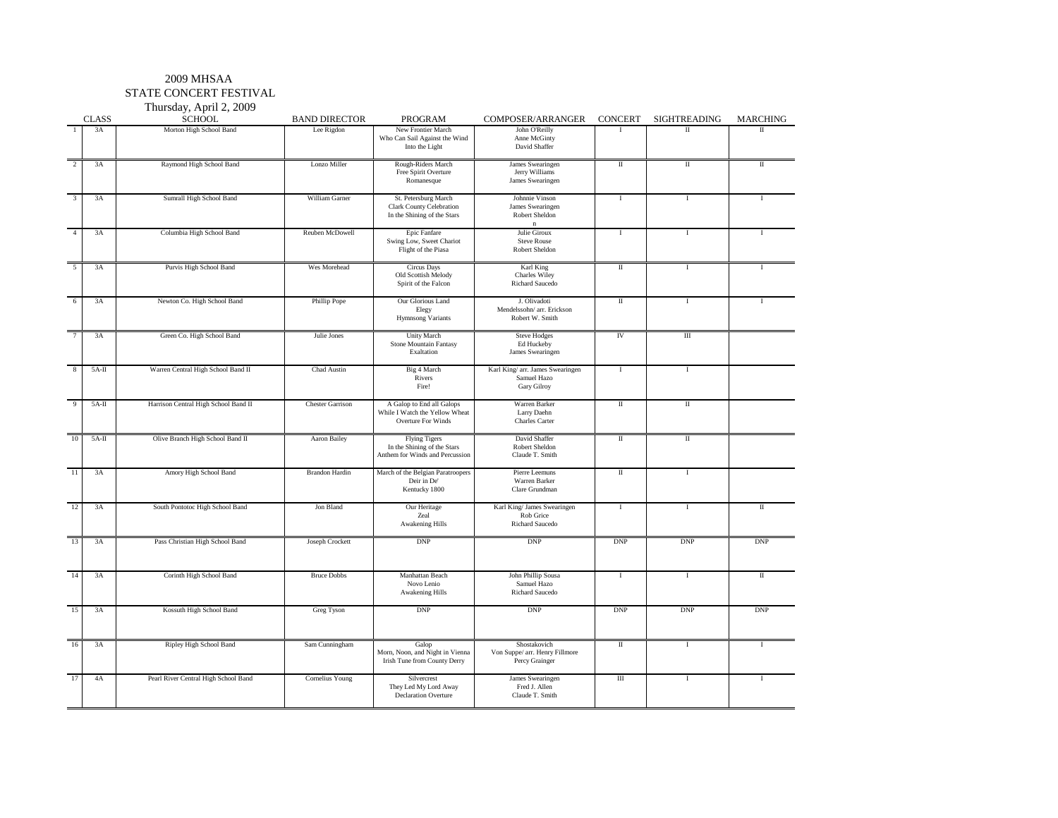# 2009 MHSAA
## STATE CONCERT FESTIVAL
### Thursday, April 2, 2009

| | CLASS | SCHOOL | BAND DIRECTOR | PROGRAM | COMPOSER/ARRANGER | CONCERT | SIGHTREADING | MARCHING |
|---|---|---|---|---|---|---|---|---|
| 1 | 3A | Morton High School Band | Lee Rigdon | New Frontier March<br>Who Can Sail Against the Wind<br>Into the Light | John O'Reilly<br>Anne McGinty<br>David Shaffer | I | II | II |
| 2 | 3A | Raymond High School Band | Lonzo Miller | Rough-Riders March<br>Free Spirit Overture<br>Romanesque | James Swearingen<br>Jerry Williams<br>James Swearingen | II | II | II |
| 3 | 3A | Sumrall High School Band | William Garner | St. Petersburg March<br>Clark County Celebration<br>In the Shining of the Stars | Johnnie Vinson<br>James Swearingen<br>Robert Sheldon<br>n | I | I | I |
| 4 | 3A | Columbia High School Band | Reuben McDowell | Epic Fanfare<br>Swing Low, Sweet Chariot<br>Flight of the Piasa | Julie Giroux<br>Steve Rouse<br>Robert Sheldon | I | I | I |
| 5 | 3A | Purvis High School Band | Wes Morehead | Circus Days<br>Old Scottish Melody<br>Spirit of the Falcon | Karl King<br>Charles Wiley<br>Richard Saucedo | II | I | I |
| 6 | 3A | Newton Co. High School Band | Phillip Pope | Our Glorious Land<br>Elegy<br>Hymnsong Variants | J. Olivadoti<br>Mendelssohn/ arr. Erickson<br>Robert W. Smith | II | I | I |
| 7 | 3A | Green Co. High School Band | Julie Jones | Unity March<br>Stone Mountain Fantasy<br>Exaltation | Steve Hodges<br>Ed Huckeby<br>James Swearingen | IV | III | |
| 8 | 5A-II | Warren Central High School Band II | Chad Austin | Big 4 March<br>Rivers<br>Fire! | Karl King/ arr. James Swearingen<br>Samuel Hazo<br>Gary Gilroy | I | I | |
| 9 | 5A-II | Harrison Central High School Band II | Chester Garrison | A Galop to End all Galops<br>While I Watch the Yellow Wheat<br>Overture For Winds | Warren Barker<br>Larry Daehn<br>Charles Carter | II | II | |
| 10 | 5A-II | Olive Branch High School Band II | Aaron Bailey | Flying Tigers<br>In the Shining of the Stars<br>Anthem for Winds and Percussion | David Shaffer<br>Robert Sheldon<br>Claude T. Smith | II | II | |
| 11 | 3A | Amory High School Band | Brandon Hardin | March of the Belgian Paratroopers<br>Deir in De'<br>Kentucky 1800 | Pierre Leemuns<br>Warren Barker<br>Clare Grundman | II | I | |
| 12 | 3A | South Pontotoc High School Band | Jon Bland | Our Heritage<br>Zeal<br>Awakening Hills | Karl King/ James Swearingen<br>Rob Grice<br>Richard Saucedo | I | I | II |
| 13 | 3A | Pass Christian High School Band | Joseph Crockett | DNP | DNP | DNP | DNP | DNP |
| 14 | 3A | Corinth High School Band | Bruce Dobbs | Manhattan Beach<br>Novo Lenio<br>Awakening Hills | John Phillip Sousa<br>Samuel Hazo<br>Richard Saucedo | I | I | II |
| 15 | 3A | Kossuth High School Band | Greg Tyson | DNP | DNP | DNP | DNP | DNP |
| 16 | 3A | Ripley High School Band | Sam Cunningham | Galop<br>Morn, Noon, and Night in Vienna<br>Irish Tune from County Derry | Shostakovich<br>Von Suppe/ arr. Henry Fillmore<br>Percy Grainger | II | I | I |
| 17 | 4A | Pearl River Central High School Band | Cornelius Young | Silvercrest<br>They Led My Lord Away<br>Declaration Overture | James Swearingen<br>Fred J. Allen<br>Claude T. Smith | III | I | I |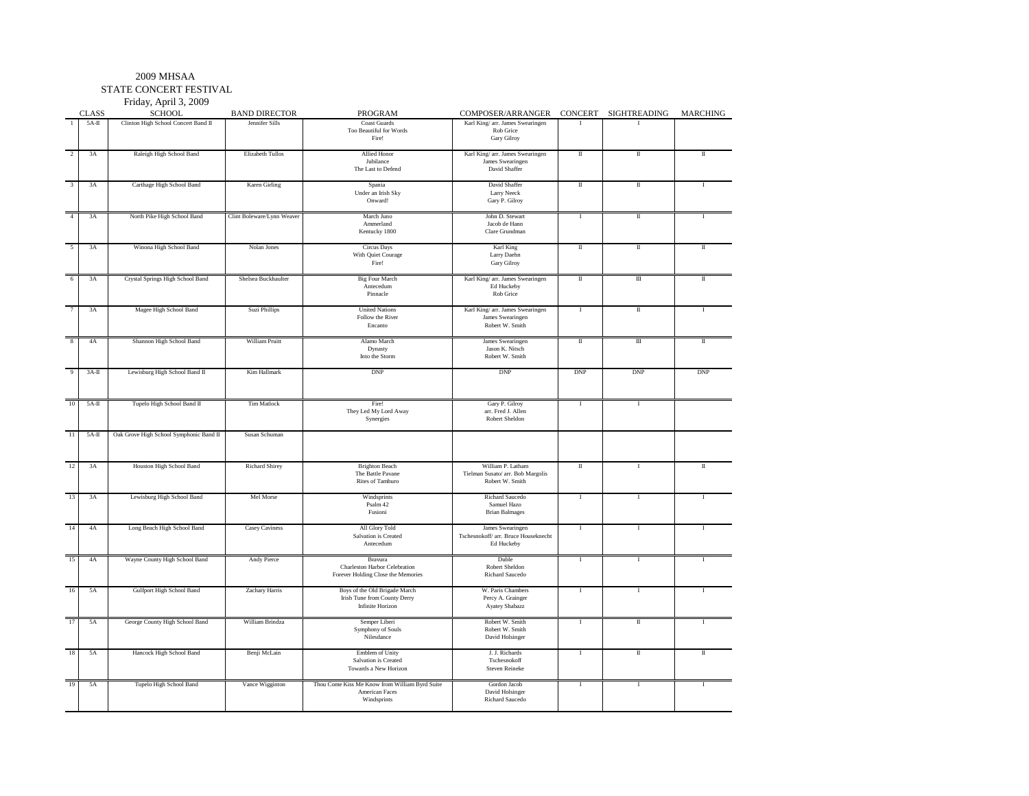2009 MHSAA

STATE CONCERT FESTIVAL

Friday, April 3, 2009

| | CLASS | SCHOOL | BAND DIRECTOR | PROGRAM | COMPOSER/ARRANGER | CONCERT | SIGHTREADING | MARCHING |
|---|---|---|---|---|---|---|---|---|
| 1 | 5A-II | Clinton High School Concert Band II | Jennifer Sills | Coast Guards<br>Too Beautiful for Words<br>Fire! | Karl King/ arr. James Swearingen<br>Rob Grice<br>Gary Gilroy | I | I | |
| 2 | 3A | Raleigh High School Band | Elizabeth Tullos | Allied Honor<br>Jubilance<br>The Last to Defend | Karl King/ arr. James Swearingen<br>James Swearingen<br>David Shaffer | II | II | II |
| 3 | 3A | Carthage High School Band | Karen Girling | Spania<br>Under an Irish Sky<br>Onward! | David Shaffer<br>Larry Neeck<br>Gary P. Gilroy | II | II | I |
| 4 | 3A | North Pike High School Band | Clint Boleware/Lynn Weaver | March Juno<br>Ammerland<br>Kentucky 1800 | John D. Stewart<br>Jacob de Hann<br>Clare Grundman | I | II | I |
| 5 | 3A | Winona High School Band | Nolan Jones | Circus Days<br>With Quiet Courage<br>Fire! | Karl King<br>Larry Daehn<br>Gary Gilroy | II | II | II |
| 6 | 3A | Crystal Springs High School Band | Shelsea Buckhaulter | Big Four March<br>Antecedum<br>Pinnacle | Karl King/ arr. James Swearingen<br>Ed Huckeby<br>Rob Grice | II | III | II |
| 7 | 3A | Magee High School Band | Suzi Phillips | United Nations<br>Follow the River<br>Encanto | Karl King/ arr. James Swearingen<br>James Swearingen<br>Robert W. Smith | I | II | I |
| 8 | 4A | Shannon High School Band | William Pruitt | Alamo March<br>Dynasty<br>Into the Storm | James Swearingen<br>Jason K. Nitsch<br>Robert W. Smith | II | III | II |
| 9 | 3A-II | Lewisburg High School Band II | Kim Hallmark | DNP | DNP | DNP | DNP | DNP |
| 10 | 5A-II | Tupelo High School Band II | Tim Matlock | Fire!<br>They Led My Lord Away<br>Synergies | Gary P. Gilroy<br>arr. Fred J. Allen<br>Robert Sheldon | I | I | |
| 11 | 5A-II | Oak Grove High School Symphonic Band II | Susan Schuman | | | | | |
| 12 | 3A | Houston High School Band | Richard Shirey | Brighton Beach<br>The Battle Pavane<br>Rites of Tamburo | William P. Latham<br>Tielman Susato/ arr. Bob Margolis<br>Robert W. Smith | II | I | II |
| 13 | 3A | Lewisburg High School Band | Mel Morse | Windsprints<br>Psalm 42<br>Fusioni | Richard Saucedo<br>Samuel Hazo<br>Brian Balmages | I | I | I |
| 14 | 4A | Long Beach High School Band | Casey Caviness | All Glory Told<br>Salvation is Created<br>Antecedum | James Swearingen<br>Tschesnokoff/ arr. Bruce Houseknecht<br>Ed Huckeby | I | I | I |
| 15 | 4A | Wayne County High School Band | Andy Pierce | Bravura<br>Charleston Harbor Celebration<br>Forever Holding Close the Memories | Duble<br>Robert Sheldon<br>Richard Saucedo | I | I | I |
| 16 | 5A | Gulfport High School Band | Zachary Harris | Boys of the Old Brigade March<br>Irish Tune from County Derry<br>Infinite Horizon | W. Paris Chambers<br>Percy A. Grainger<br>Ayatey Shabazz | I | I | I |
| 17 | 5A | George County High School Band | William Brindza | Semper Liberi<br>Symphony of Souls<br>Nilesdance | Robert W. Smith<br>Robert W. Smith<br>David Holsinger | I | II | I |
| 18 | 5A | Hancock High School Band | Benji McLain | Emblem of Unity<br>Salvation is Created<br>Towards a New Horizon | J. J. Richards<br>Tschesnokoff<br>Steven Reineke | I | II | II |
| 19 | 5A | Tupelo High School Band | Vance Wigginton | Thou Come Kiss Me Know from William Byrd Suite<br>American Faces<br>Windsprints | Gordon Jacob<br>David Holsinger<br>Richard Saucedo | I | I | I |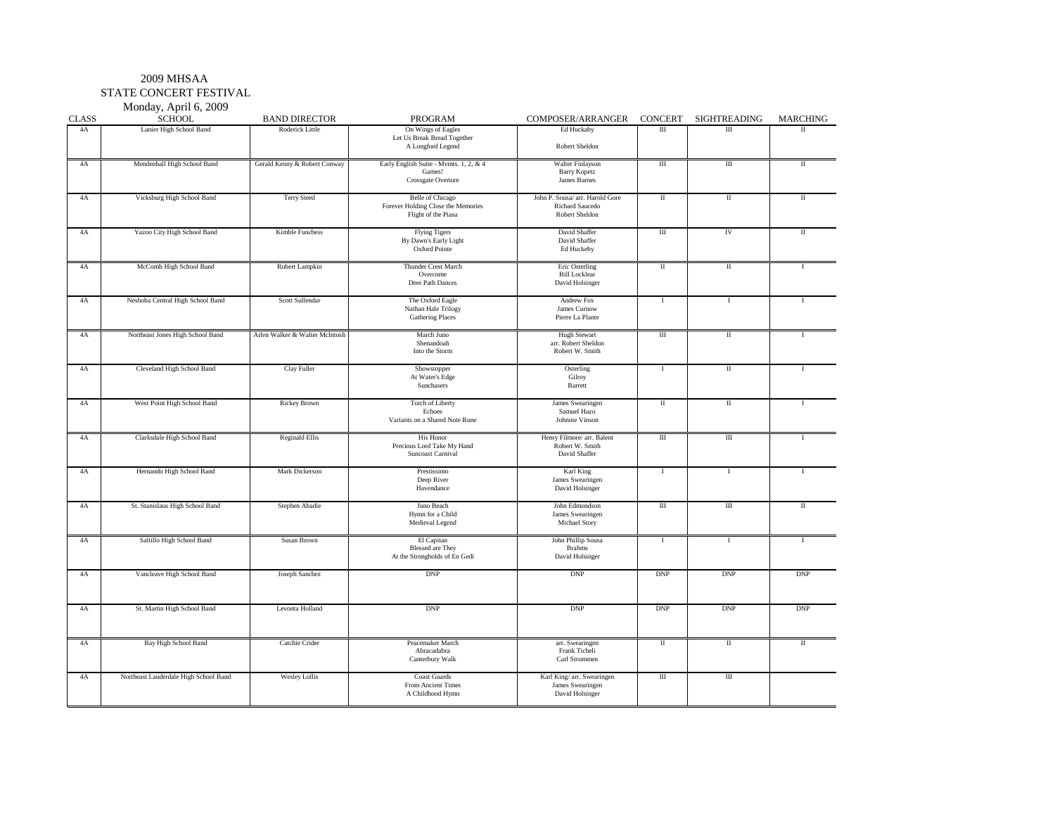2009 MHSAA

STATE CONCERT FESTIVAL

Monday, April 6, 2009

| CLASS | SCHOOL | BAND DIRECTOR | PROGRAM | COMPOSER/ARRANGER | CONCERT | SIGHTREADING | MARCHING |
|---|---|---|---|---|---|---|---|
| 4A | Lanier High School Band | Roderick Little | On Wings of Eagles<br>Let Us Break Bread Together<br>A Longford Legend | Ed Huckaby<br><br>Robert Sheldon | III | III | II |
| 4A | Mendenhall High School Band | Gerald Kenny & Robert Conway | Early English Suite - Mvmts. 1, 2, & 4<br>Games!<br>Crossgate Overture | Walter Finlayson<br>Barry Kopetz<br>James Barnes | III | III | II |
| 4A | Vicksburg High School Band | Terry Steed | Belle of Chicago<br>Forever Holding Close the Memories<br>Flight of the Piasa | John P. Sousa/ arr. Harold Gore<br>Richard Saucedo<br>Robert Sheldon | II | II | II |
| 4A | Yazoo City High School Band | Kimble Funchess | Flying Tigers<br>By Dawn's Early Light<br>Oxford Pointe | David Shaffer<br>David Shaffer<br>Ed Huckeby | III | IV | II |
| 4A | McComb High School Band | Robert Lampkin | Thunder Crest March<br>Overcome<br>Deer Path Dances | Eric Osterling<br>Bill Locklear<br>David Holsinger | II | II | I |
| 4A | Neshoba Central High School Band | Scott Sullendar | The Oxford Eagle<br>Nathan Hale Trilogy<br>Gathering Places | Andrew Fox<br>James Curnow<br>Pierre La Plante | I | I | I |
| 4A | Northeast Jones High School Band | Arlen Walker & Walter McIntosh | March Juno<br>Shenandoah<br>Into the Storm | Hugh Stewart<br>arr. Robert Sheldon<br>Robert W. Smith | III | II | I |
| 4A | Cleveland High School Band | Clay Fuller | Showstopper<br>At Water's Edge<br>Sunchasers | Osterling<br>Gilroy<br>Barrett | I | II | I |
| 4A | West Point High School Band | Rickey Brown | Torch of Liberty<br>Echoes<br>Variants on a Shared Note Rune | James Swearingen<br>Samuel Hazo<br>Johnnie Vinson | II | II | I |
| 4A | Clarksdale High School Band | Reginald Ellis | His Honor<br>Precious Lord Take My Hand<br>Suncoast Carnival | Henry Filmore/ arr. Balent<br>Robert W. Smith<br>David Shaffer | III | III | I |
| 4A | Hernando High School Band | Mark Dickerson | Prestissimo<br>Deep River<br>Havendance | Karl King<br>James Swearingen<br>David Holsinger | I | I | I |
| 4A | St. Stanislaus High School Band | Stephen Abadie | Juno Beach<br>Hymn for a Child<br>Medieval Legend | John Edmondson<br>James Swearingen<br>Michael Story | III | III | II |
| 4A | Saltillo High School Band | Susan Brown | El Capitan<br>Blessed are They<br>At the Strongholds of En Gedi | John Phillip Sousa<br>Brahms<br>David Holsinger | I | I | I |
| 4A | Vancleave High School Band | Joseph Sanchez | DNP | DNP | DNP | DNP | DNP |
| 4A | St. Martin High School Band | Levonta Holland | DNP | DNP | DNP | DNP | DNP |
| 4A | Bay High School Band | Catchie Crider | Peacemaker March<br>Abracadabra<br>Canterbury Walk | arr. Swearingen<br>Frank Ticheli<br>Carl Strommen | II | II | II |
| 4A | Northeast Lauderdale High School Band | Wesley Lollis | Coast Guards<br>From Ancient Times<br>A Childhood Hymn | Karl King/ arr. Swearingen<br>James Swearingen<br>David Holsinger | III | III | |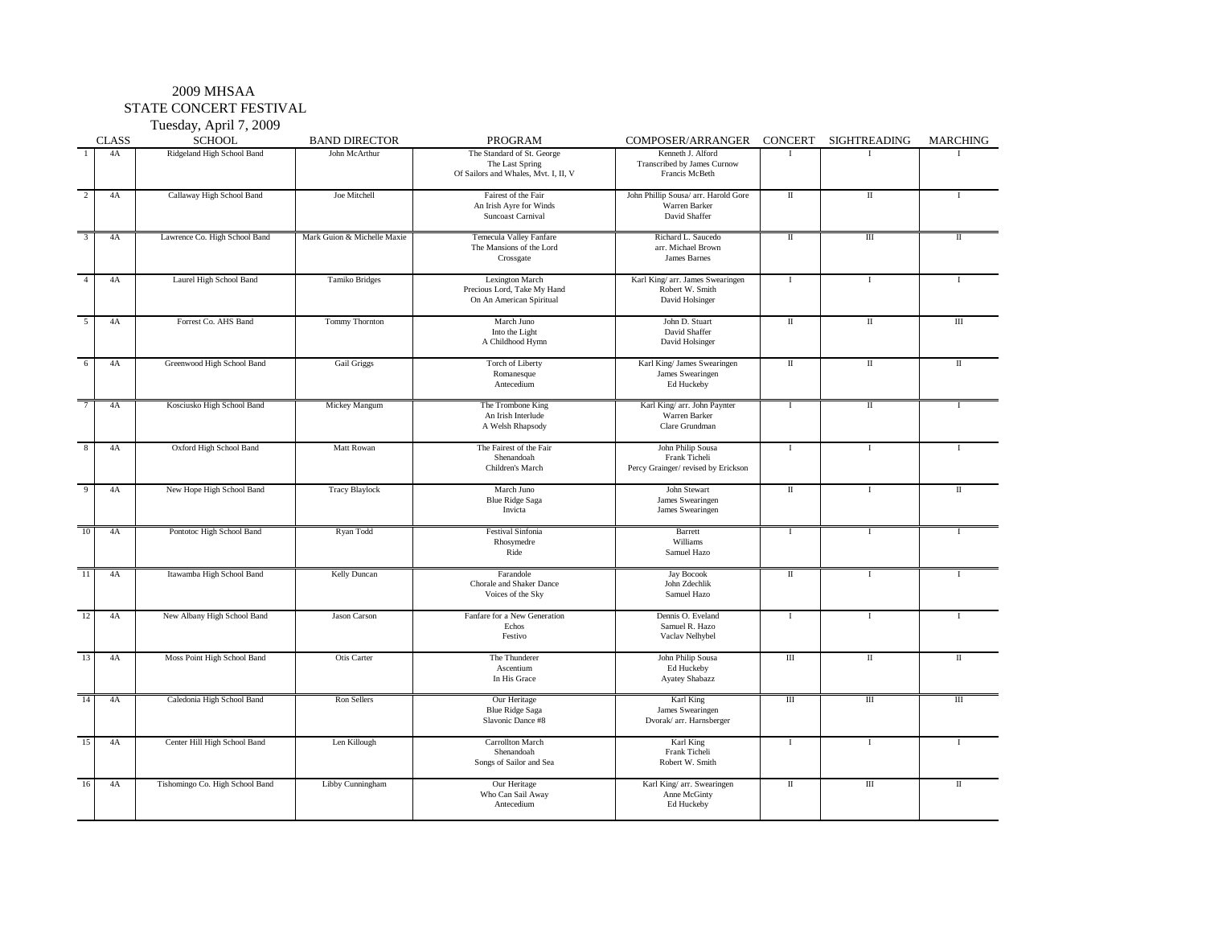2009 MHSAA
STATE CONCERT FESTIVAL
Tuesday, April 7, 2009

| | CLASS | SCHOOL | BAND DIRECTOR | PROGRAM | COMPOSER/ARRANGER | CONCERT | SIGHTREADING | MARCHING |
|---|---|---|---|---|---|---|---|---|
| 1 | 4A | Ridgeland High School Band | John McArthur | The Standard of St. George<br>The Last Spring<br>Of Sailors and Whales, Mvt. I, II, V | Kenneth J. Alford<br>Transcribed by James Curnow<br>Francis McBeth | I | I | I |
| 2 | 4A | Callaway High School Band | Joe Mitchell | Fairest of the Fair<br>An Irish Ayre for Winds<br>Suncoast Carnival | John Phillip Sousa/ arr. Harold Gore<br>Warren Barker<br>David Shaffer | II | II | I |
| 3 | 4A | Lawrence Co. High School Band | Mark Guion & Michelle Maxie | Temecula Valley Fanfare<br>The Mansions of the Lord<br>Crossgate | Richard L. Saucedo<br>arr. Michael Brown<br>James Barnes | II | III | II |
| 4 | 4A | Laurel High School Band | Tamiko Bridges | Lexington March<br>Precious Lord, Take My Hand<br>On An American Spiritual | Karl King/ arr. James Swearingen<br>Robert W. Smith<br>David Holsinger | I | I | I |
| 5 | 4A | Forrest Co. AHS Band | Tommy Thornton | March Juno<br>Into the Light<br>A Childhood Hymn | John D. Stuart<br>David Shaffer<br>David Holsinger | II | II | III |
| 6 | 4A | Greenwood High School Band | Gail Griggs | Torch of Liberty<br>Romanesque<br>Antecedium | Karl King/ James Swearingen<br>James Swearingen<br>Ed Huckeby | II | II | II |
| 7 | 4A | Kosciusko High School Band | Mickey Mangum | The Trombone King<br>An Irish Interlude<br>A Welsh Rhapsody | Karl King/ arr. John Paynter<br>Warren Barker<br>Clare Grundman | I | II | I |
| 8 | 4A | Oxford High School Band | Matt Rowan | The Fairest of the Fair<br>Shenandoah<br>Children's March | John Philip Sousa<br>Frank Ticheli<br>Percy Grainger/ revised by Erickson | I | I | I |
| 9 | 4A | New Hope High School Band | Tracy Blaylock | March Juno<br>Blue Ridge Saga<br>Invicta | John Stewart<br>James Swearingen<br>James Swearingen | II | I | II |
| 10 | 4A | Pontotoc High School Band | Ryan Todd | Festival Sinfonia<br>Rhosymedre<br>Ride | Barrett<br>Williams<br>Samuel Hazo | I | I | I |
| 11 | 4A | Itawamba High School Band | Kelly Duncan | Farandole<br>Chorale and Shaker Dance<br>Voices of the Sky | Jay Bocook<br>John Zdechlik<br>Samuel Hazo | II | I | I |
| 12 | 4A | New Albany High School Band | Jason Carson | Fanfare for a New Generation<br>Echos<br>Festivo | Dennis O. Eveland<br>Samuel R. Hazo<br>Vaclav Nelhybel | I | I | I |
| 13 | 4A | Moss Point High School Band | Otis Carter | The Thunderer<br>Ascentium<br>In His Grace | John Philip Sousa<br>Ed Huckeby<br>Ayatey Shabazz | III | II | II |
| 14 | 4A | Caledonia High School Band | Ron Sellers | Our Heritage<br>Blue Ridge Saga<br>Slavonic Dance #8 | Karl King<br>James Swearingen<br>Dvorak/ arr. Harnsberger | III | III | III |
| 15 | 4A | Center Hill High School Band | Len Killough | Carrollton March<br>Shenandoah<br>Songs of Sailor and Sea | Karl King<br>Frank Ticheli<br>Robert W. Smith | I | I | I |
| 16 | 4A | Tishomingo Co. High School Band | Libby Cunningham | Our Heritage<br>Who Can Sail Away<br>Antecedium | Karl King/ arr. Swearingen<br>Anne McGinty<br>Ed Huckeby | II | III | II |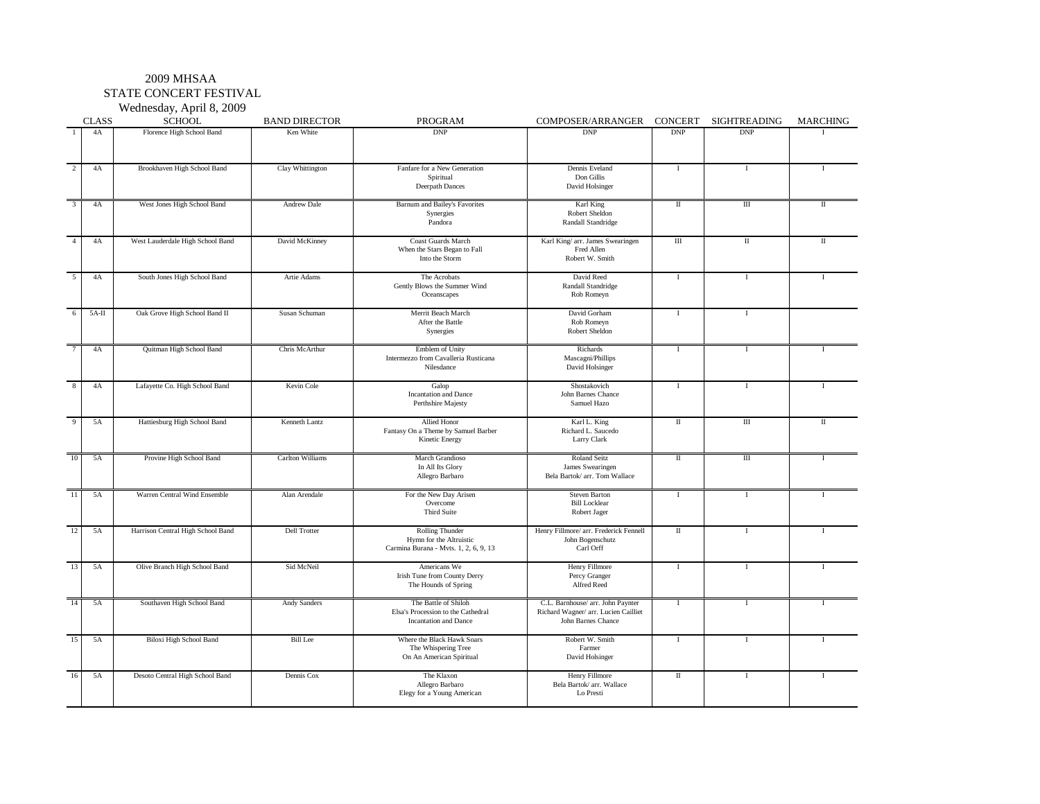2009 MHSAA
STATE CONCERT FESTIVAL
Wednesday, April 8, 2009

| | CLASS | SCHOOL | BAND DIRECTOR | PROGRAM | COMPOSER/ARRANGER | CONCERT | SIGHTREADING | MARCHING |
|---|---|---|---|---|---|---|---|---|
| 1 | 4A | Florence High School Band | Ken White | DNP | DNP | DNP | DNP | I |
| 2 | 4A | Brookhaven High School Band | Clay Whittington | Fanfare for a New Generation<br>Spiritual<br>Deerpath Dances | Dennis Eveland<br>Don Gillis<br>David Holsinger | I | I | I |
| 3 | 4A | West Jones High School Band | Andrew Dale | Barnum and Bailey's Favorites<br>Synergies<br>Pandora | Karl King<br>Robert Sheldon<br>Randall Standridge | II | III | II |
| 4 | 4A | West Lauderdale High School Band | David McKinney | Coast Guards March<br>When the Stars Began to Fall<br>Into the Storm | Karl King/ arr. James Swearingen<br>Fred Allen<br>Robert W. Smith | III | II | II |
| 5 | 4A | South Jones High School Band | Artie Adams | The Acrobats<br>Gently Blows the Summer Wind<br>Oceanscapes | David Reed<br>Randall Standridge<br>Rob Romeyn | I | I | I |
| 6 | 5A-II | Oak Grove High School Band II | Susan Schuman | Merrit Beach March<br>After the Battle<br>Synergies | David Gorham<br>Rob Romeyn<br>Robert Sheldon | I | I | |
| 7 | 4A | Quitman High School Band | Chris McArthur | Emblem of Unity<br>Intermezzo from Cavalleria Rusticana<br>Nilesdance | Richards<br>Mascagni/Phillips<br>David Holsinger | I | I | I |
| 8 | 4A | Lafayette Co. High School Band | Kevin Cole | Galop<br>Incantation and Dance<br>Perthshire Majesty | Shostakovich<br>John Barnes Chance<br>Samuel Hazo | I | I | I |
| 9 | 5A | Hattiesburg High School Band | Kenneth Lantz | Allied Honor<br>Fantasy On a Theme by Samuel Barber<br>Kinetic Energy | Karl L. King<br>Richard L. Saucedo<br>Larry Clark | II | III | II |
| 10 | 5A | Provine High School Band | Carlton Williams | March Grandioso<br>In All Its Glory<br>Allegro Barbaro | Roland Seitz<br>James Swearingen<br>Bela Bartok/ arr. Tom Wallace | II | III | I |
| 11 | 5A | Warren Central Wind Ensemble | Alan Arendale | For the New Day Arisen<br>Overcome<br>Third Suite | Steven Barton<br>Bill Locklear<br>Robert Jager | I | I | I |
| 12 | 5A | Harrison Central High School Band | Dell Trotter | Rolling Thunder<br>Hymn for the Altruistic<br>Carmina Burana - Mvts. 1, 2, 6, 9, 13 | Henry Fillmore/ arr. Frederick Fennell<br>John Bogenschutz<br>Carl Orff | II | I | I |
| 13 | 5A | Olive Branch High School Band | Sid McNeil | Americans We<br>Irish Tune from County Derry<br>The Hounds of Spring | Henry Fillmore<br>Percy Granger<br>Alfred Reed | I | I | I |
| 14 | 5A | Southaven High School Band | Andy Sanders | The Battle of Shiloh<br>Elsa's Procession to the Cathedral<br>Incantation and Dance | C.L. Barnhouse/ arr. John Paynter<br>Richard Wagner/ arr. Lucien Cailliet<br>John Barnes Chance | I | I | I |
| 15 | 5A | Biloxi High School Band | Bill Lee | Where the Black Hawk Soars<br>The Whispering Tree<br>On An American Spiritual | Robert W. Smith<br>Farmer<br>David Holsinger | I | I | I |
| 16 | 5A | Desoto Central High School Band | Dennis Cox | The Klaxon<br>Allegro Barbaro<br>Elegy for a Young American | Henry Fillmore<br>Bela Bartok/ arr. Wallace<br>Lo Presti | II | I | I |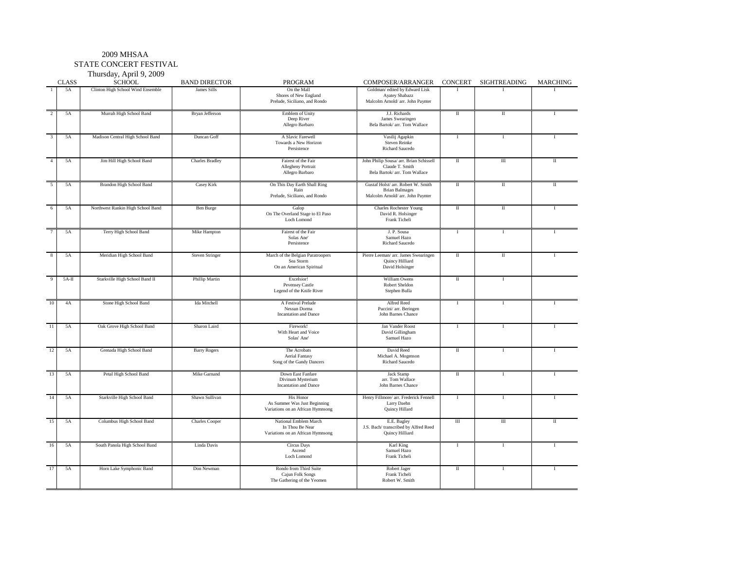2009 MHSAA

STATE CONCERT FESTIVAL

Thursday, April 9, 2009

| | CLASS | SCHOOL | BAND DIRECTOR | PROGRAM | COMPOSER/ARRANGER | CONCERT | SIGHTREADING | MARCHING |
|---|---|---|---|---|---|---|---|---|
| 1 | 5A | Clinton High School Wind Ensemble | James Sills | On the Mall<br>Shores of New England<br>Prelude, Siciliano, and Rondo | Goldman/ edited by Edward Lisk<br>Ayatey Shabazz<br>Malcolm Arnold/ arr. John Paynter | I | I | I |
| 2 | 5A | Murrah High School Band | Bryan Jefferson | Emblem of Unity<br>Deep River<br>Allegro Barbaro | J.J. Richards<br>James Swearingen<br>Bela Bartok/ arr. Tom Wallace | II | II | I |
| 3 | 5A | Madison Central High School Band | Duncan Goff | A Slavic Farewell<br>Towards a New Horizon<br>Persistence | Vasilij Agapkin<br>Steven Reinke<br>Richard Saucedo | I | I | I |
| 4 | 5A | Jim Hill High School Band | Charles Bradley | Fairest of the Fair<br>Allegheny Portrait<br>Allegro Barbaro | John Philip Sousa/ arr. Brian Schissell<br>Claude T. Smith<br>Bela Bartok/ arr. Tom Wallace | II | III | II |
| 5 | 5A | Brandon High School Band | Casey Kirk | On This Day Earth Shall Ring<br>Rain<br>Prelude, Siciliano, and Rondo | Gustaf Holst/ arr. Robert W. Smith<br>Brian Balmages<br>Malcolm Arnold/ arr. John Paynter | II | II | II |
| 6 | 5A | Northwest Rankin High School Band | Ben Burge | Galop<br>On The Overland Stage to El Paso<br>Loch Lomond | Charles Rochester Young<br>David R. Holsinger<br>Frank Ticheli | II | II | I |
| 7 | 5A | Terry High School Band | Mike Hampton | Fairest of the Fair<br>Solas Ane'<br>Persistence | J. P. Sousa<br>Samuel Hazo<br>Richard Saucedo | I | I | I |
| 8 | 5A | Meridian High School Band | Steven Stringer | March of the Belgian Paratroopers<br>Sea Storm<br>On an American Spiritual | Pierre Leeman/ arr. James Swearingen<br>Quincy Hilliard<br>David Holsinger | II | II | I |
| 9 | 5A-II | Starkville High School Band II | Phillip Martin | Excelsior!<br>Pevensey Castle<br>Legend of the Knife River | William Owens<br>Robert Sheldon<br>Stephen Bulla | II | I | |
| 10 | 4A | Stone High School Band | Ida Mitchell | A Festival Prelude<br>Nessun Dorma<br>Incantation and Dance | Alfred Reed<br>Puccini/ arr. Beringen<br>John Barnes Chance | I | I | I |
| 11 | 5A | Oak Grove High School Band | Sharon Laird | Firework!<br>With Heart and Voice<br>Solas' Ane' | Jan Vander Roost<br>David Gillingham<br>Samuel Hazo | I | I | I |
| 12 | 5A | Grenada High School Band | Barry Rogers | The Acrobats<br>Aerial Fantasy<br>Song of the Gandy Dancers | David Reed<br>Michael A. Mogenson<br>Richard Saucedo | II | I | I |
| 13 | 5A | Petal High School Band | Mike Garnand | Down East Fanfare<br>Divinum Mysterium<br>Incantation and Dance | Jack Stamp<br>arr. Tom Wallace<br>John Barnes Chance | II | I | I |
| 14 | 5A | Starkville High School Band | Shawn Sullivan | His Honor<br>As Summer Was Just Beginning<br>Variations on an African Hymnsong | Henry Fillmore/ arr. Frederick Fennell<br>Larry Daehn<br>Quincy Hillard | I | I | I |
| 15 | 5A | Columbus High School Band | Charles Cooper | National Emblem March<br>In Thou Be Near<br>Variations on an African Hymnsong | E.E. Bagley<br>J.S. Bach/ transcribed by Alfred Reed<br>Quincy Hilliard | III | III | II |
| 16 | 5A | South Panola High School Band | Linda Davis | Circus Days<br>Ascend<br>Loch Lomond | Karl King<br>Samuel Hazo<br>Frank Ticheli | I | I | I |
| 17 | 5A | Horn Lake Symphonic Band | Don Newman | Rondo from Third Suite<br>Cajun Folk Songs<br>The Gathering of the Yeomen | Robert Jager<br>Frank Ticheli<br>Robert W. Smith | II | I | I |